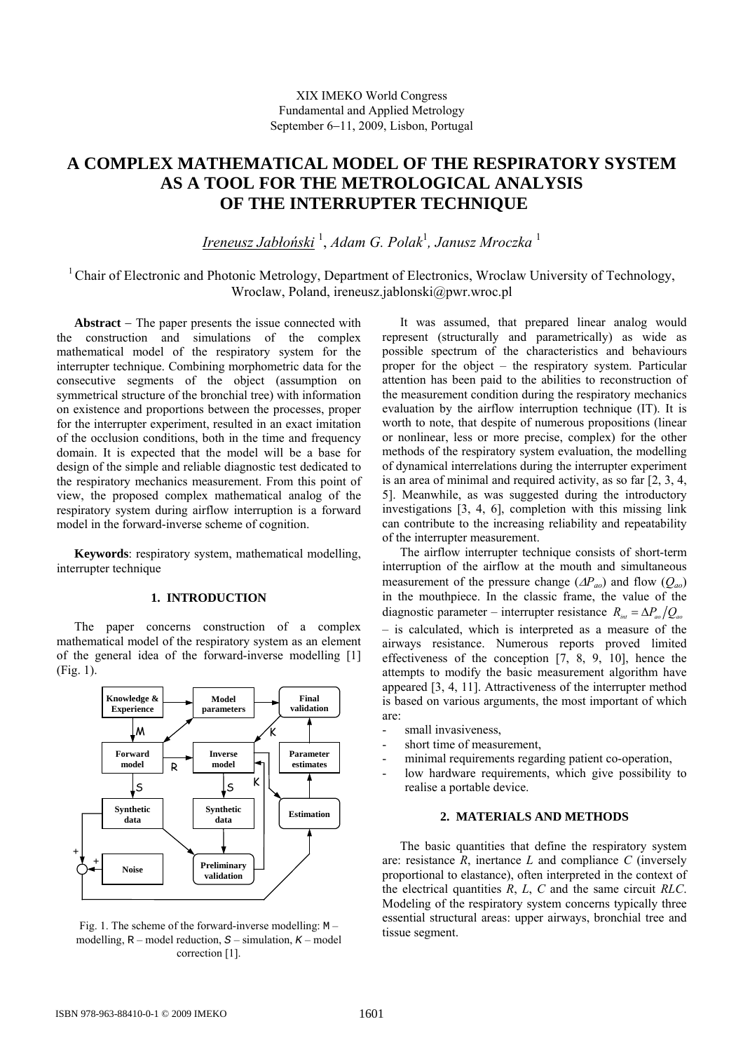XIX IMEKO World Congress
Fundamental and Applied Metrology
September 6–11, 2009, Lisbon, Portugal

# A COMPLEX MATHEMATICAL MODEL OF THE RESPIRATORY SYSTEM AS A TOOL FOR THE METROLOGICAL ANALYSIS OF THE INTERRUPTER TECHNIQUE

*Ireneusz Jabłoński* [1], *Adam G. Polak*[1], *Janusz Mroczka* [1]

[1] Chair of Electronic and Photonic Metrology, Department of Electronics, Wroclaw University of Technology, Wroclaw, Poland, ireneusz.jablonski@pwr.wroc.pl

**Abstract** − The paper presents the issue connected with the construction and simulations of the complex mathematical model of the respiratory system for the interrupter technique. Combining morphometric data for the consecutive segments of the object (assumption on symmetrical structure of the bronchial tree) with information on existence and proportions between the processes, proper for the interrupter experiment, resulted in an exact imitation of the occlusion conditions, both in the time and frequency domain. It is expected that the model will be a base for design of the simple and reliable diagnostic test dedicated to the respiratory mechanics measurement. From this point of view, the proposed complex mathematical analog of the respiratory system during airflow interruption is a forward model in the forward-inverse scheme of cognition.

**Keywords**: respiratory system, mathematical modelling, interrupter technique

## 1. INTRODUCTION

The paper concerns construction of a complex mathematical model of the respiratory system as an element of the general idea of the forward-inverse modelling [1] (Fig. 1).

Fig. 1. The scheme of the forward-inverse modelling: M – modelling, R – model reduction, S – simulation, K – model correction [1].

It was assumed, that prepared linear analog would represent (structurally and parametrically) as wide as possible spectrum of the characteristics and behaviours proper for the object – the respiratory system. Particular attention has been paid to the abilities to reconstruction of the measurement condition during the respiratory mechanics evaluation by the airflow interruption technique (IT). It is worth to note, that despite of numerous propositions (linear or nonlinear, less or more precise, complex) for the other methods of the respiratory system evaluation, the modelling of dynamical interrelations during the interrupter experiment is an area of minimal and required activity, as so far [2, 3, 4, 5]. Meanwhile, as was suggested during the introductory investigations [3, 4, 6], completion with this missing link can contribute to the increasing reliability and repeatability of the interrupter measurement.

The airflow interrupter technique consists of short-term interruption of the airflow at the mouth and simultaneous measurement of the pressure change ($\Delta P_{ao}$) and flow ($Q_{ao}$) in the mouthpiece. In the classic frame, the value of the diagnostic parameter – interrupter resistance $R_{int} = \Delta P_{ao}/Q_{ao}$ – is calculated, which is interpreted as a measure of the airways resistance. Numerous reports proved limited effectiveness of the conception [7, 8, 9, 10], hence the attempts to modify the basic measurement algorithm have appeared [3, 4, 11]. Attractiveness of the interrupter method is based on various arguments, the most important of which are:

- small invasiveness,
- short time of measurement,
- minimal requirements regarding patient co-operation,
- low hardware requirements, which give possibility to realise a portable device.

## 2. MATERIALS AND METHODS

The basic quantities that define the respiratory system are: resistance $R$, inertance $L$ and compliance $C$ (inversely proportional to elastance), often interpreted in the context of the electrical quantities $R$, $L$, $C$ and the same circuit $RLC$. Modeling of the respiratory system concerns typically three essential structural areas: upper airways, bronchial tree and tissue segment.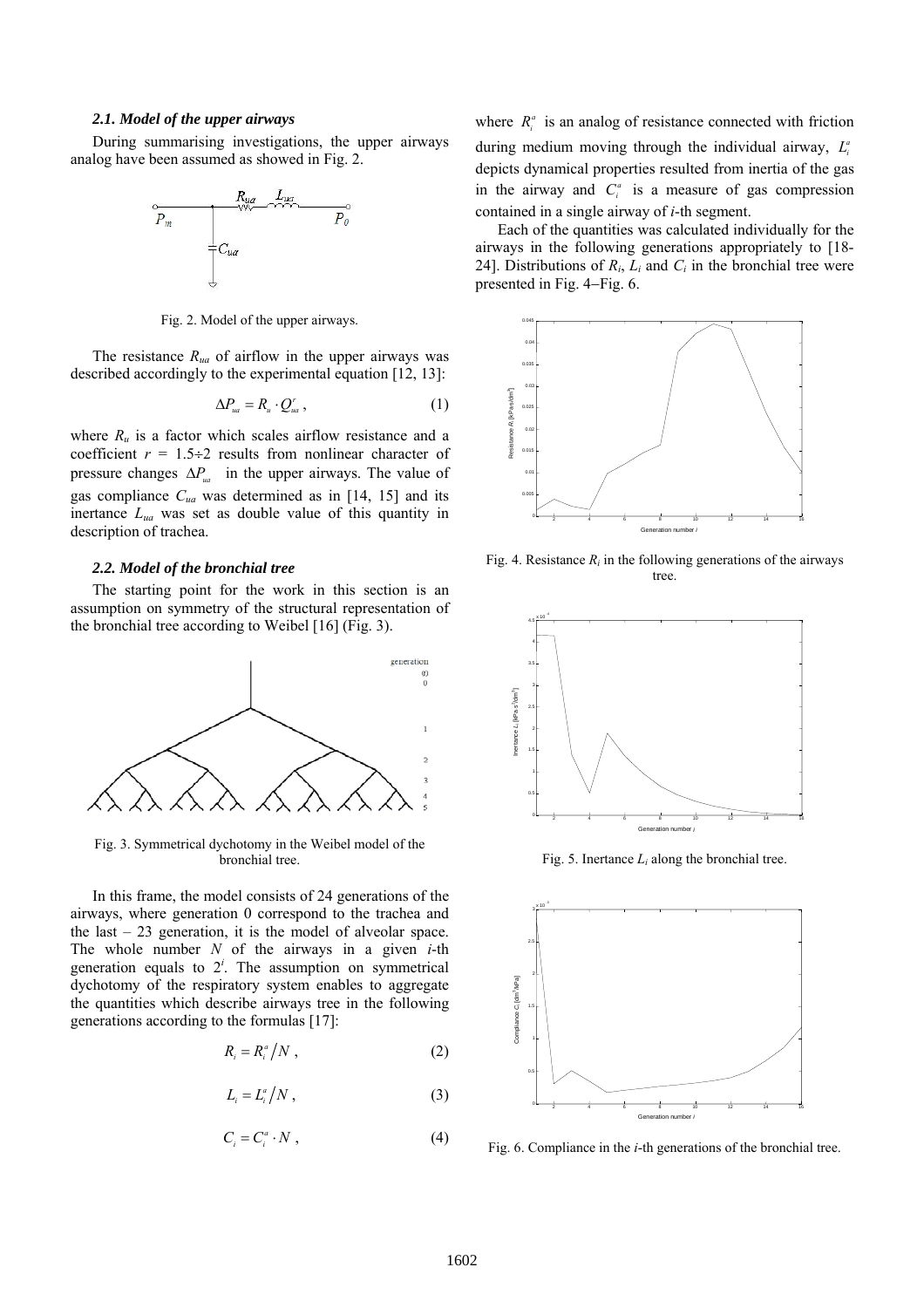### 2.1. Model of the upper airways

During summarising investigations, the upper airways analog have been assumed as showed in Fig. 2.

Fig. 2. Model of the upper airways.

The resistance $R_{ua}$ of airflow in the upper airways was described accordingly to the experimental equation [12, 13]:

$$\Delta P_{ua} = R_u \cdot Q_{ua}^r , \tag{1}$$

where $R_u$ is a factor which scales airflow resistance and a coefficient $r = 1.5 \div 2$ results from nonlinear character of pressure changes $\Delta P_{ua}$ in the upper airways. The value of gas compliance $C_{ua}$ was determined as in [14, 15] and its inertance $L_{ua}$ was set as double value of this quantity in description of trachea.

### 2.2. Model of the bronchial tree

The starting point for the work in this section is an assumption on symmetry of the structural representation of the bronchial tree according to Weibel [16] (Fig. 3).

Fig. 3. Symmetrical dychotomy in the Weibel model of the bronchial tree.

In this frame, the model consists of 24 generations of the airways, where generation 0 correspond to the trachea and the last – 23 generation, it is the model of alveolar space. The whole number $N$ of the airways in a given $i$-th generation equals to $2^i$. The assumption on symmetrical dychotomy of the respiratory system enables to aggregate the quantities which describe airways tree in the following generations according to the formulas [17]:

$$R_i = R_i^a / N , \tag{2}$$

$$L_i = L_i^a / N , \tag{3}$$

$$C_i = C_i^a \cdot N , \tag{4}$$

where $R_i^a$ is an analog of resistance connected with friction during medium moving through the individual airway, $L_i^a$ depicts dynamical properties resulted from inertia of the gas in the airway and $C_i^a$ is a measure of gas compression contained in a single airway of $i$-th segment.

Each of the quantities was calculated individually for the airways in the following generations appropriately to [18-24]. Distributions of $R_i$, $L_i$ and $C_i$ in the bronchial tree were presented in Fig. 4–Fig. 6.

Fig. 4. Resistance $R_i$ in the following generations of the airways tree.

Fig. 5. Inertance $L_i$ along the bronchial tree.

Fig. 6. Compliance in the $i$-th generations of the bronchial tree.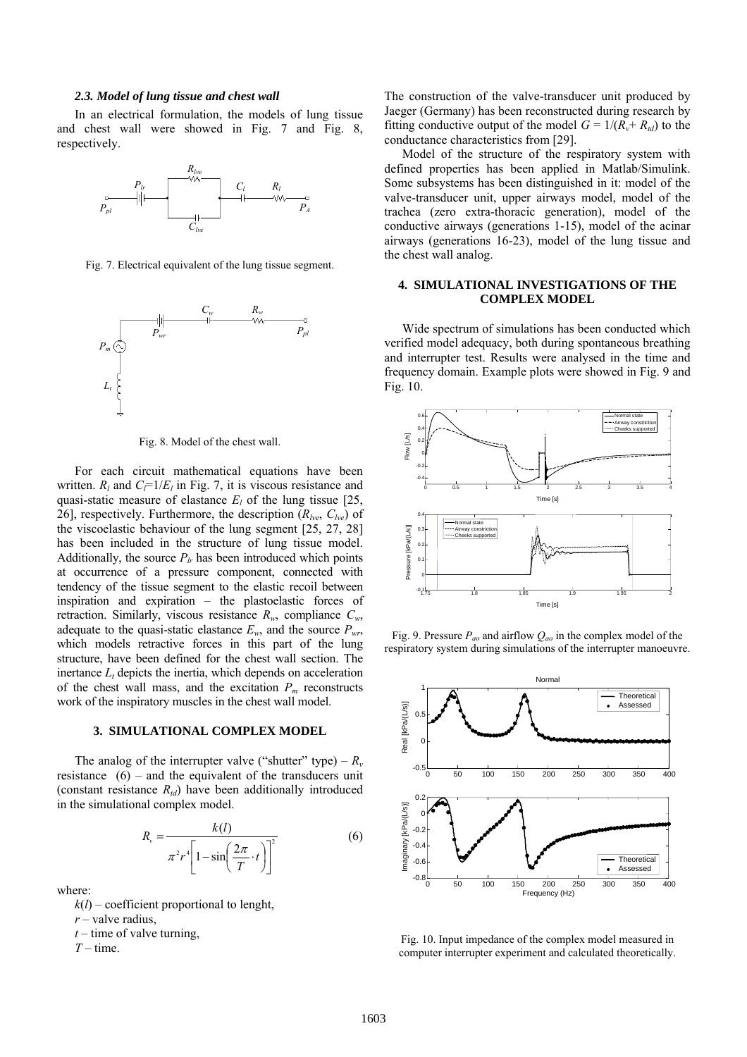### 2.3. Model of lung tissue and chest wall

In an electrical formulation, the models of lung tissue and chest wall were showed in Fig. 7 and Fig. 8, respectively.

Fig. 7. Electrical equivalent of the lung tissue segment.

Fig. 8. Model of the chest wall.

For each circuit mathematical equations have been written. $R_l$ and $C_l$=1/$E_l$ in Fig. 7, it is viscous resistance and quasi-static measure of elastance $E_l$ of the lung tissue [25, 26], respectively. Furthermore, the description ($R_{lve}$, $C_{lve}$) of the viscoelastic behaviour of the lung segment [25, 27, 28] has been included in the structure of lung tissue model. Additionally, the source $P_{lr}$ has been introduced which points at occurrence of a pressure component, connected with tendency of the tissue segment to the elastic recoil between inspiration and expiration – the plastoelastic forces of retraction. Similarly, viscous resistance $R_w$, compliance $C_w$, adequate to the quasi-static elastance $E_w$, and the source $P_{wr}$, which models retractive forces in this part of the lung structure, have been defined for the chest wall section. The inertance $L_t$ depicts the inertia, which depends on acceleration of the chest wall mass, and the excitation $P_m$ reconstructs work of the inspiratory muscles in the chest wall model.

## 3. SIMULATIONAL COMPLEX MODEL

The analog of the interrupter valve ("shutter" type) – $R_v$ resistance (6) – and the equivalent of the transducers unit (constant resistance $R_{td}$) have been additionally introduced in the simulational complex model.

$$R_v = \frac{k(l)}{\pi^2 r^4 \left[1 - \sin\left(\frac{2\pi}{T} \cdot t\right)\right]^2} \qquad (6)$$

where:

$k(l)$ – coefficient proportional to lenght,
$r$ – valve radius,
$t$ – time of valve turning,
$T$ – time.

The construction of the valve-transducer unit produced by Jaeger (Germany) has been reconstructed during research by fitting conductive output of the model $G = 1/(R_v + R_{td})$ to the conductance characteristics from [29].

Model of the structure of the respiratory system with defined properties has been applied in Matlab/Simulink. Some subsystems has been distinguished in it: model of the valve-transducer unit, upper airways model, model of the trachea (zero extra-thoracic generation), model of the conductive airways (generations 1-15), model of the acinar airways (generations 16-23), model of the lung tissue and the chest wall analog.

## 4. SIMULATIONAL INVESTIGATIONS OF THE COMPLEX MODEL

Wide spectrum of simulations has been conducted which verified model adequacy, both during spontaneous breathing and interrupter test. Results were analysed in the time and frequency domain. Example plots were showed in Fig. 9 and Fig. 10.

Fig. 9. Pressure $P_{ao}$ and airflow $Q_{ao}$ in the complex model of the respiratory system during simulations of the interrupter manoeuvre.

Fig. 10. Input impedance of the complex model measured in computer interrupter experiment and calculated theoretically.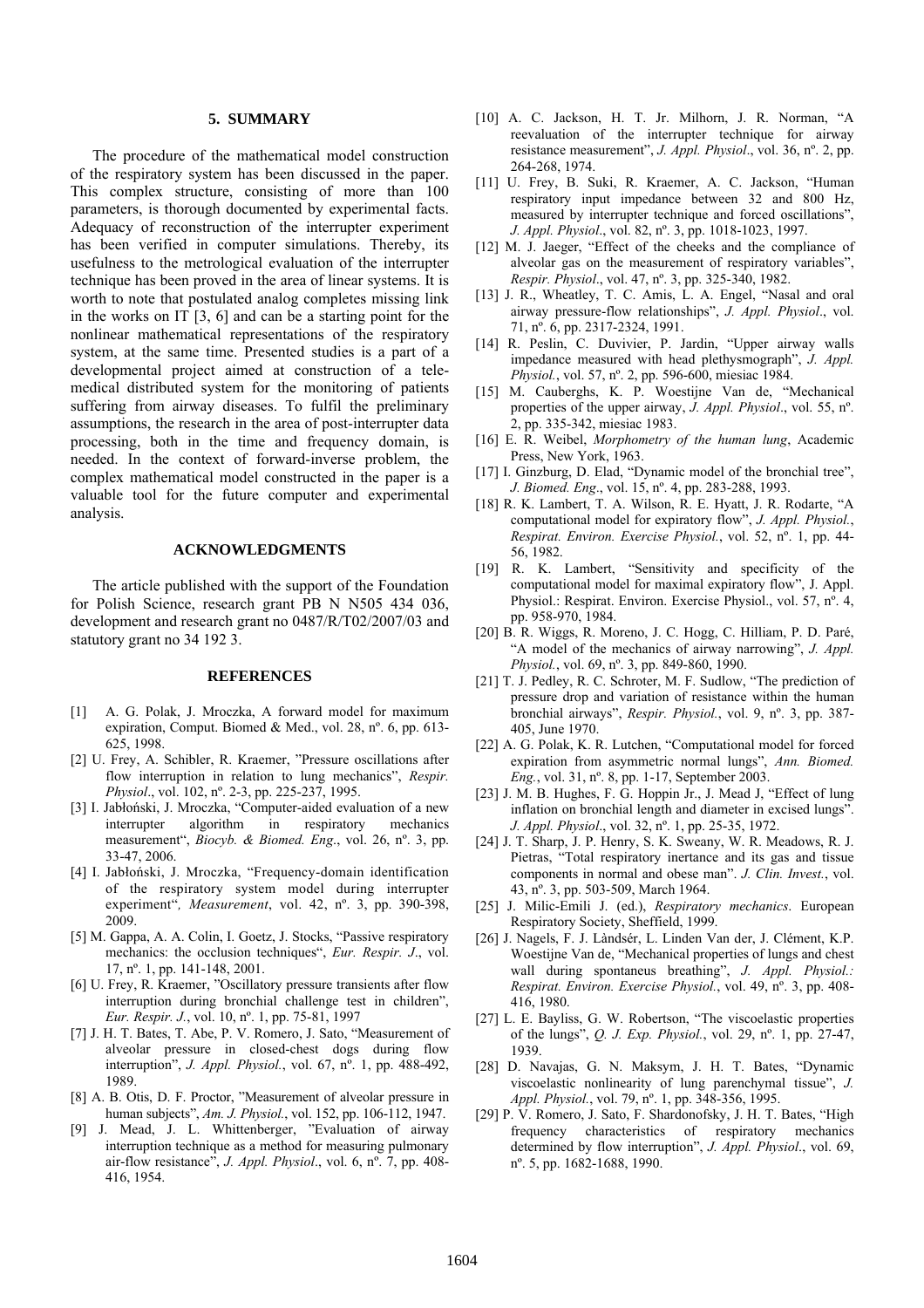## 5. SUMMARY

The procedure of the mathematical model construction of the respiratory system has been discussed in the paper. This complex structure, consisting of more than 100 parameters, is thorough documented by experimental facts. Adequacy of reconstruction of the interrupter experiment has been verified in computer simulations. Thereby, its usefulness to the metrological evaluation of the interrupter technique has been proved in the area of linear systems. It is worth to note that postulated analog completes missing link in the works on IT [3, 6] and can be a starting point for the nonlinear mathematical representations of the respiratory system, at the same time. Presented studies is a part of a developmental project aimed at construction of a tele-medical distributed system for the monitoring of patients suffering from airway diseases. To fulfil the preliminary assumptions, the research in the area of post-interrupter data processing, both in the time and frequency domain, is needed. In the context of forward-inverse problem, the complex mathematical model constructed in the paper is a valuable tool for the future computer and experimental analysis.

## ACKNOWLEDGMENTS

The article published with the support of the Foundation for Polish Science, research grant PB N N505 434 036, development and research grant no 0487/R/T02/2007/03 and statutory grant no 34 192 3.

## REFERENCES

[1] A. G. Polak, J. Mroczka, A forward model for maximum expiration, Comput. Biomed & Med., vol. 28, nº. 6, pp. 613-625, 1998.

[2] U. Frey, A. Schibler, R. Kraemer, "Pressure oscillations after flow interruption in relation to lung mechanics", *Respir. Physiol*., vol. 102, nº. 2-3, pp. 225-237, 1995.

[3] I. Jabłoński, J. Mroczka, "Computer-aided evaluation of a new interrupter algorithm in respiratory mechanics measurement", *Biocyb. & Biomed. Eng*., vol. 26, nº. 3, pp. 33-47, 2006.

[4] I. Jabłoński, J. Mroczka, "Frequency-domain identification of the respiratory system model during interrupter experiment", *Measurement*, vol. 42, nº. 3, pp. 390-398, 2009.

[5] M. Gappa, A. A. Colin, I. Goetz, J. Stocks, "Passive respiratory mechanics: the occlusion techniques", *Eur. Respir. J*., vol. 17, nº. 1, pp. 141-148, 2001.

[6] U. Frey, R. Kraemer, "Oscillatory pressure transients after flow interruption during bronchial challenge test in children", *Eur. Respir. J.*, vol. 10, nº. 1, pp. 75-81, 1997

[7] J. H. T. Bates, T. Abe, P. V. Romero, J. Sato, "Measurement of alveolar pressure in closed-chest dogs during flow interruption", *J. Appl. Physiol.*, vol. 67, nº. 1, pp. 488-492, 1989.

[8] A. B. Otis, D. F. Proctor, "Measurement of alveolar pressure in human subjects", *Am. J. Physiol.*, vol. 152, pp. 106-112, 1947.

[9] J. Mead, J. L. Whittenberger, "Evaluation of airway interruption technique as a method for measuring pulmonary air-flow resistance", *J. Appl. Physiol*., vol. 6, nº. 7, pp. 408-416, 1954.

[10] A. C. Jackson, H. T. Jr. Milhorn, J. R. Norman, "A reevaluation of the interrupter technique for airway resistance measurement", *J. Appl. Physiol*., vol. 36, nº. 2, pp. 264-268, 1974.

[11] U. Frey, B. Suki, R. Kraemer, A. C. Jackson, "Human respiratory input impedance between 32 and 800 Hz, measured by interrupter technique and forced oscillations", *J. Appl. Physiol*., vol. 82, nº. 3, pp. 1018-1023, 1997.

[12] M. J. Jaeger, "Effect of the cheeks and the compliance of alveolar gas on the measurement of respiratory variables", *Respir. Physiol*., vol. 47, nº. 3, pp. 325-340, 1982.

[13] J. R., Wheatley, T. C. Amis, L. A. Engel, "Nasal and oral airway pressure-flow relationships", *J. Appl. Physiol*., vol. 71, nº. 6, pp. 2317-2324, 1991.

[14] R. Peslin, C. Duvivier, P. Jardin, "Upper airway walls impedance measured with head plethysmograph", *J. Appl. Physiol.*, vol. 57, nº. 2, pp. 596-600, miesiac 1984.

[15] M. Cauberghs, K. P. Woestijne Van de, "Mechanical properties of the upper airway, *J. Appl. Physiol*., vol. 55, nº. 2, pp. 335-342, miesiac 1983.

[16] E. R. Weibel, *Morphometry of the human lung*, Academic Press, New York, 1963.

[17] I. Ginzburg, D. Elad, "Dynamic model of the bronchial tree", *J. Biomed. Eng*., vol. 15, nº. 4, pp. 283-288, 1993.

[18] R. K. Lambert, T. A. Wilson, R. E. Hyatt, J. R. Rodarte, "A computational model for expiratory flow", *J. Appl. Physiol.*, *Respirat. Environ. Exercise Physiol.*, vol. 52, nº. 1, pp. 44-56, 1982.

[19] R. K. Lambert, "Sensitivity and specificity of the computational model for maximal expiratory flow", J. Appl. Physiol.: Respirat. Environ. Exercise Physiol., vol. 57, nº. 4, pp. 958-970, 1984.

[20] B. R. Wiggs, R. Moreno, J. C. Hogg, C. Hilliam, P. D. Paré, "A model of the mechanics of airway narrowing", *J. Appl. Physiol.*, vol. 69, nº. 3, pp. 849-860, 1990.

[21] T. J. Pedley, R. C. Schroter, M. F. Sudlow, "The prediction of pressure drop and variation of resistance within the human bronchial airways", *Respir. Physiol.*, vol. 9, nº. 3, pp. 387-405, June 1970.

[22] A. G. Polak, K. R. Lutchen, "Computational model for forced expiration from asymmetric normal lungs", *Ann. Biomed. Eng.*, vol. 31, nº. 8, pp. 1-17, September 2003.

[23] J. M. B. Hughes, F. G. Hoppin Jr., J. Mead J, "Effect of lung inflation on bronchial length and diameter in excised lungs". *J. Appl. Physiol*., vol. 32, nº. 1, pp. 25-35, 1972.

[24] J. T. Sharp, J. P. Henry, S. K. Sweany, W. R. Meadows, R. J. Pietras, "Total respiratory inertance and its gas and tissue components in normal and obese man". *J. Clin. Invest.*, vol. 43, nº. 3, pp. 503-509, March 1964.

[25] J. Milic-Emili J. (ed.), *Respiratory mechanics*. European Respiratory Society, Sheffield, 1999.

[26] J. Nagels, F. J. Làndsér, L. Linden Van der, J. Clément, K.P. Woestijne Van de, "Mechanical properties of lungs and chest wall during spontaneus breathing", *J. Appl. Physiol.: Respirat. Environ. Exercise Physiol.*, vol. 49, nº. 3, pp. 408-416, 1980.

[27] L. E. Bayliss, G. W. Robertson, "The viscoelastic properties of the lungs", *Q. J. Exp. Physiol.*, vol. 29, nº. 1, pp. 27-47, 1939.

[28] D. Navajas, G. N. Maksym, J. H. T. Bates, "Dynamic viscoelastic nonlinearity of lung parenchymal tissue", *J. Appl. Physiol*., vol. 79, nº. 1, pp. 348-356, 1995.

[29] P. V. Romero, J. Sato, F. Shardonofsky, J. H. T. Bates, "High frequency characteristics of respiratory mechanics determined by flow interruption", *J. Appl. Physiol*., vol. 69, nº. 5, pp. 1682-1688, 1990.